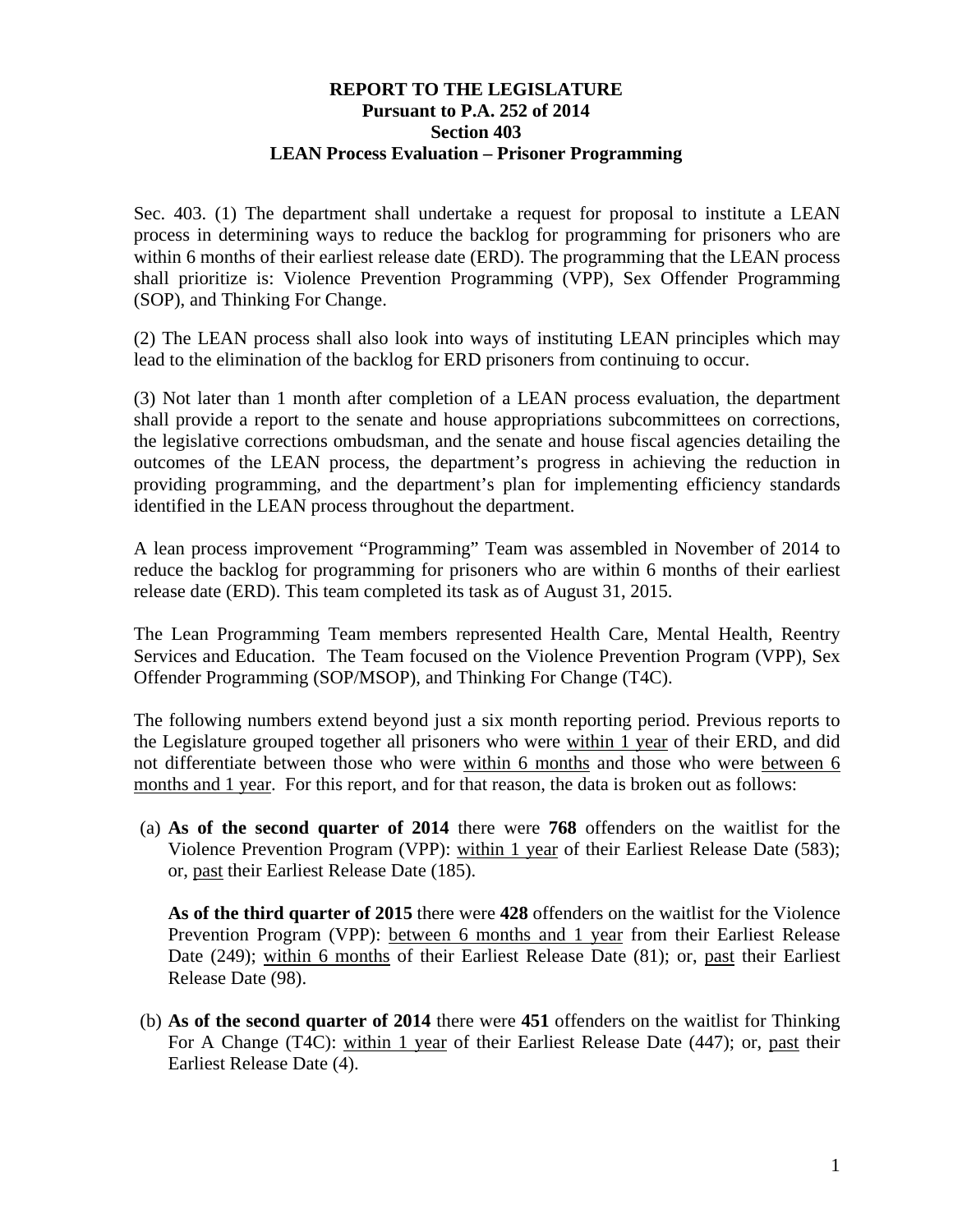**REPORT TO THE LEGISLATURE**
**Pursuant to P.A. 252 of 2014**
**Section 403**
**LEAN Process Evaluation – Prisoner Programming**

Sec. 403. (1) The department shall undertake a request for proposal to institute a LEAN process in determining ways to reduce the backlog for programming for prisoners who are within 6 months of their earliest release date (ERD). The programming that the LEAN process shall prioritize is: Violence Prevention Programming (VPP), Sex Offender Programming (SOP), and Thinking For Change.

(2) The LEAN process shall also look into ways of instituting LEAN principles which may lead to the elimination of the backlog for ERD prisoners from continuing to occur.

(3) Not later than 1 month after completion of a LEAN process evaluation, the department shall provide a report to the senate and house appropriations subcommittees on corrections, the legislative corrections ombudsman, and the senate and house fiscal agencies detailing the outcomes of the LEAN process, the department's progress in achieving the reduction in providing programming, and the department's plan for implementing efficiency standards identified in the LEAN process throughout the department.

A lean process improvement "Programming" Team was assembled in November of 2014 to reduce the backlog for programming for prisoners who are within 6 months of their earliest release date (ERD). This team completed its task as of August 31, 2015.

The Lean Programming Team members represented Health Care, Mental Health, Reentry Services and Education. The Team focused on the Violence Prevention Program (VPP), Sex Offender Programming (SOP/MSOP), and Thinking For Change (T4C).

The following numbers extend beyond just a six month reporting period. Previous reports to the Legislature grouped together all prisoners who were within 1 year of their ERD, and did not differentiate between those who were within 6 months and those who were between 6 months and 1 year. For this report, and for that reason, the data is broken out as follows:

(a) **As of the second quarter of 2014** there were **768** offenders on the waitlist for the Violence Prevention Program (VPP): within 1 year of their Earliest Release Date (583); or, past their Earliest Release Date (185).

**As of the third quarter of 2015** there were **428** offenders on the waitlist for the Violence Prevention Program (VPP): between 6 months and 1 year from their Earliest Release Date (249); within 6 months of their Earliest Release Date (81); or, past their Earliest Release Date (98).

(b) **As of the second quarter of 2014** there were **451** offenders on the waitlist for Thinking For A Change (T4C): within 1 year of their Earliest Release Date (447); or, past their Earliest Release Date (4).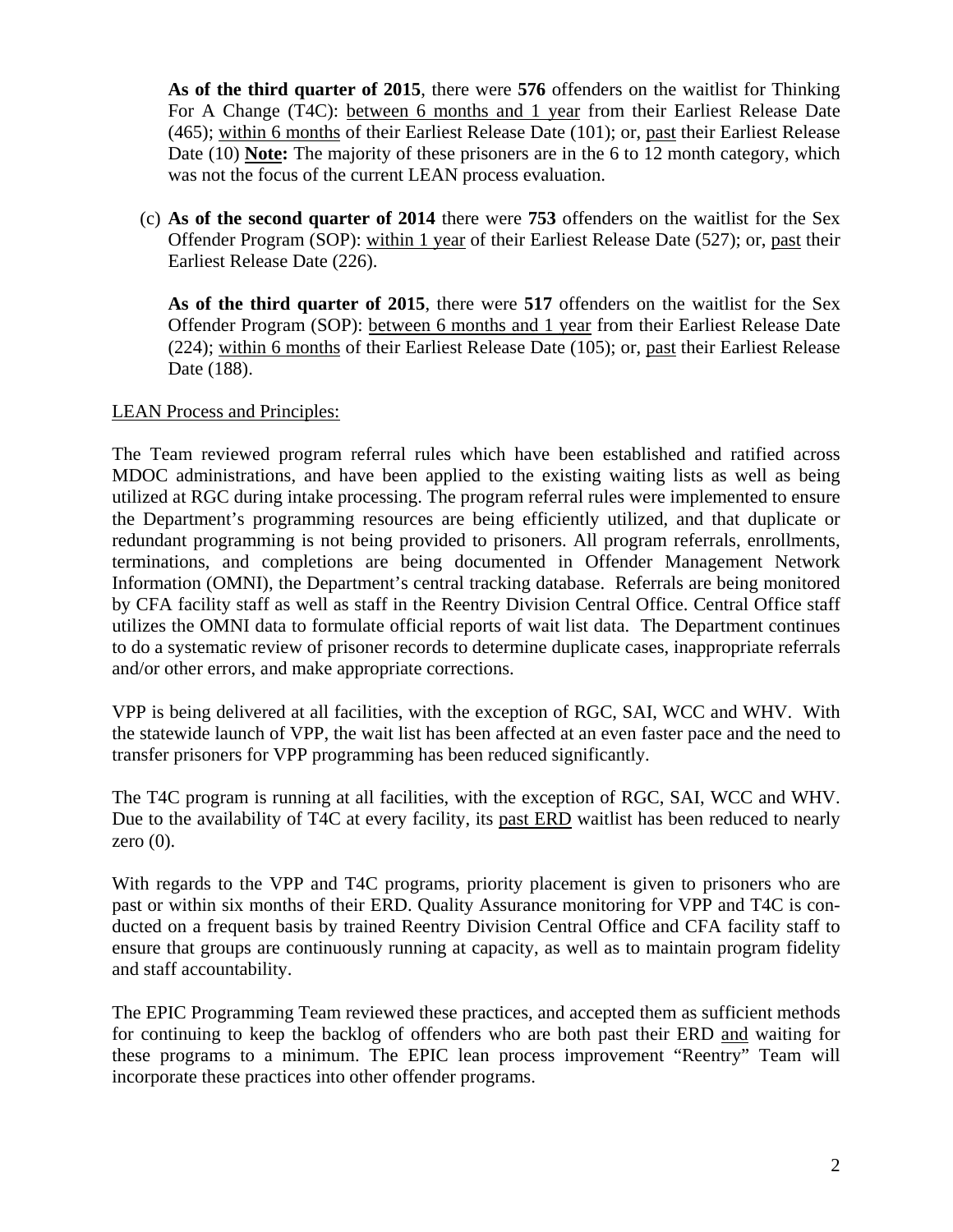**As of the third quarter of 2015**, there were **576** offenders on the waitlist for Thinking For A Change (T4C): <u>between 6 months and 1 year</u> from their Earliest Release Date (465); <u>within 6 months</u> of their Earliest Release Date (101); or, <u>past</u> their Earliest Release Date (10) **<u>Note:</u>** The majority of these prisoners are in the 6 to 12 month category, which was not the focus of the current LEAN process evaluation.

(c) **As of the second quarter of 2014** there were **753** offenders on the waitlist for the Sex Offender Program (SOP): <u>within 1 year</u> of their Earliest Release Date (527); or, <u>past</u> their Earliest Release Date (226).

**As of the third quarter of 2015**, there were **517** offenders on the waitlist for the Sex Offender Program (SOP): <u>between 6 months and 1 year</u> from their Earliest Release Date (224); <u>within 6 months</u> of their Earliest Release Date (105); or, <u>past</u> their Earliest Release Date (188).

<u>LEAN Process and Principles:</u>

The Team reviewed program referral rules which have been established and ratified across MDOC administrations, and have been applied to the existing waiting lists as well as being utilized at RGC during intake processing. The program referral rules were implemented to ensure the Department's programming resources are being efficiently utilized, and that duplicate or redundant programming is not being provided to prisoners. All program referrals, enrollments, terminations, and completions are being documented in Offender Management Network Information (OMNI), the Department's central tracking database. Referrals are being monitored by CFA facility staff as well as staff in the Reentry Division Central Office. Central Office staff utilizes the OMNI data to formulate official reports of wait list data. The Department continues to do a systematic review of prisoner records to determine duplicate cases, inappropriate referrals and/or other errors, and make appropriate corrections.

VPP is being delivered at all facilities, with the exception of RGC, SAI, WCC and WHV. With the statewide launch of VPP, the wait list has been affected at an even faster pace and the need to transfer prisoners for VPP programming has been reduced significantly.

The T4C program is running at all facilities, with the exception of RGC, SAI, WCC and WHV. Due to the availability of T4C at every facility, its <u>past ERD</u> waitlist has been reduced to nearly zero (0).

With regards to the VPP and T4C programs, priority placement is given to prisoners who are past or within six months of their ERD. Quality Assurance monitoring for VPP and T4C is conducted on a frequent basis by trained Reentry Division Central Office and CFA facility staff to ensure that groups are continuously running at capacity, as well as to maintain program fidelity and staff accountability.

The EPIC Programming Team reviewed these practices, and accepted them as sufficient methods for continuing to keep the backlog of offenders who are both past their ERD <u>and</u> waiting for these programs to a minimum. The EPIC lean process improvement "Reentry" Team will incorporate these practices into other offender programs.